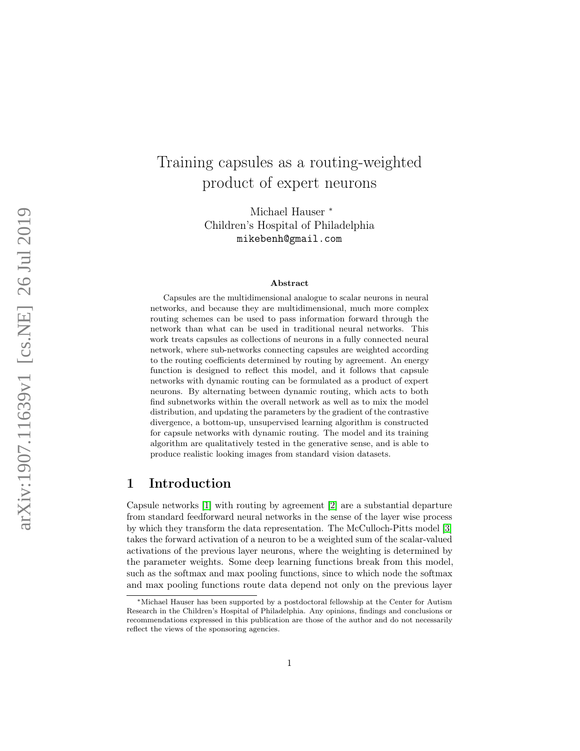# Training capsules as a routing-weighted product of expert neurons

Michael Hauser *
Children's Hospital of Philadelphia
mikebenh@gmail.com

### Abstract

Capsules are the multidimensional analogue to scalar neurons in neural networks, and because they are multidimensional, much more complex routing schemes can be used to pass information forward through the network than what can be used in traditional neural networks. This work treats capsules as collections of neurons in a fully connected neural network, where sub-networks connecting capsules are weighted according to the routing coefficients determined by routing by agreement. An energy function is designed to reflect this model, and it follows that capsule networks with dynamic routing can be formulated as a product of expert neurons. By alternating between dynamic routing, which acts to both find subnetworks within the overall network as well as to mix the model distribution, and updating the parameters by the gradient of the contrastive divergence, a bottom-up, unsupervised learning algorithm is constructed for capsule networks with dynamic routing. The model and its training algorithm are qualitatively tested in the generative sense, and is able to produce realistic looking images from standard vision datasets.

## 1 Introduction

Capsule networks [1] with routing by agreement [2] are a substantial departure from standard feedforward neural networks in the sense of the layer wise process by which they transform the data representation. The McCulloch-Pitts model [3] takes the forward activation of a neuron to be a weighted sum of the scalar-valued activations of the previous layer neurons, where the weighting is determined by the parameter weights. Some deep learning functions break from this model, such as the softmax and max pooling functions, since to which node the softmax and max pooling functions route data depend not only on the previous layer

*Michael Hauser has been supported by a postdoctoral fellowship at the Center for Autism Research in the Children's Hospital of Philadelphia. Any opinions, findings and conclusions or recommendations expressed in this publication are those of the author and do not necessarily reflect the views of the sponsoring agencies.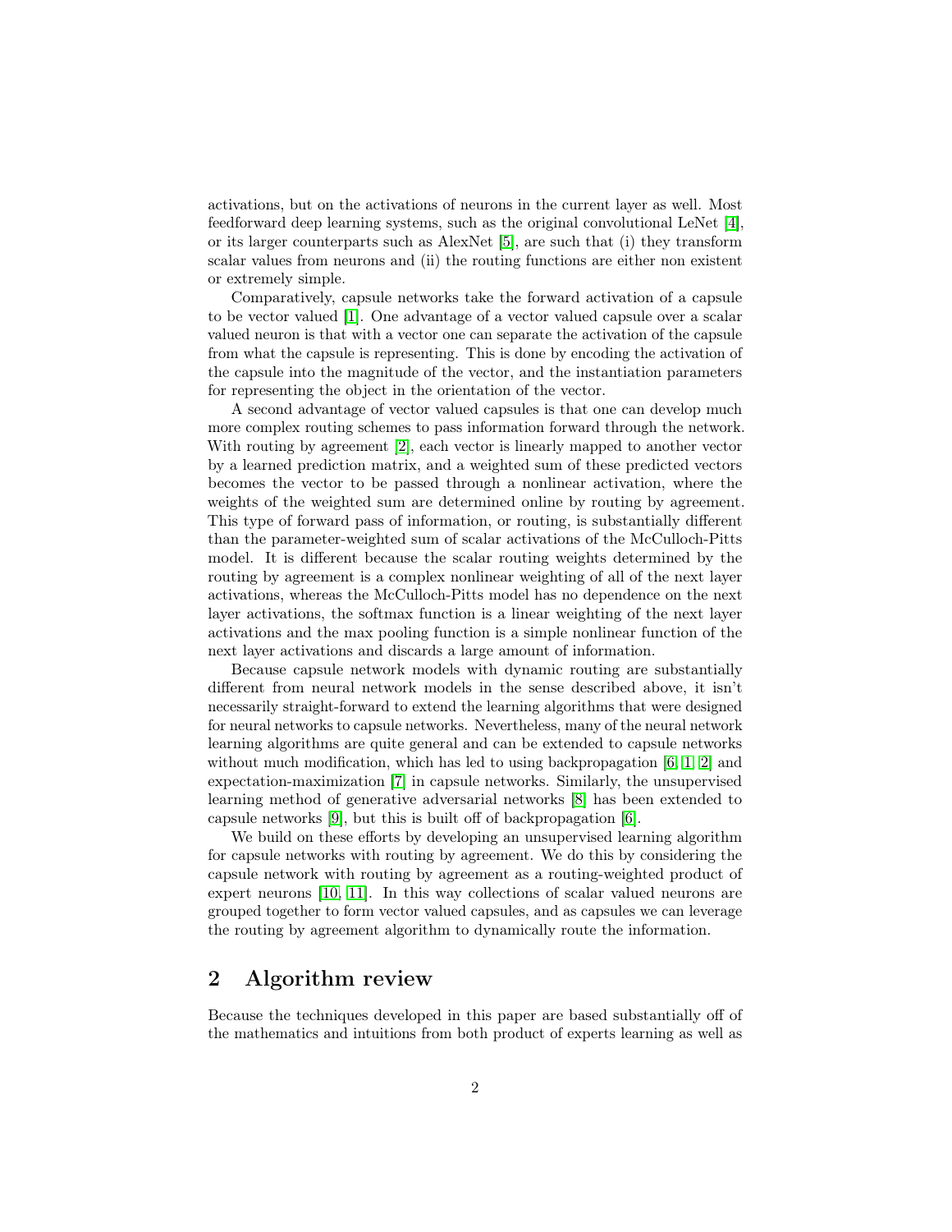activations, but on the activations of neurons in the current layer as well. Most feedforward deep learning systems, such as the original convolutional LeNet [4], or its larger counterparts such as AlexNet [5], are such that (i) they transform scalar values from neurons and (ii) the routing functions are either non existent or extremely simple.

Comparatively, capsule networks take the forward activation of a capsule to be vector valued [1]. One advantage of a vector valued capsule over a scalar valued neuron is that with a vector one can separate the activation of the capsule from what the capsule is representing. This is done by encoding the activation of the capsule into the magnitude of the vector, and the instantiation parameters for representing the object in the orientation of the vector.

A second advantage of vector valued capsules is that one can develop much more complex routing schemes to pass information forward through the network. With routing by agreement [2], each vector is linearly mapped to another vector by a learned prediction matrix, and a weighted sum of these predicted vectors becomes the vector to be passed through a nonlinear activation, where the weights of the weighted sum are determined online by routing by agreement. This type of forward pass of information, or routing, is substantially different than the parameter-weighted sum of scalar activations of the McCulloch-Pitts model. It is different because the scalar routing weights determined by the routing by agreement is a complex nonlinear weighting of all of the next layer activations, whereas the McCulloch-Pitts model has no dependence on the next layer activations, the softmax function is a linear weighting of the next layer activations and the max pooling function is a simple nonlinear function of the next layer activations and discards a large amount of information.

Because capsule network models with dynamic routing are substantially different from neural network models in the sense described above, it isn't necessarily straight-forward to extend the learning algorithms that were designed for neural networks to capsule networks. Nevertheless, many of the neural network learning algorithms are quite general and can be extended to capsule networks without much modification, which has led to using backpropagation [6, 1, 2] and expectation-maximization [7] in capsule networks. Similarly, the unsupervised learning method of generative adversarial networks [8] has been extended to capsule networks [9], but this is built off of backpropagation [6].

We build on these efforts by developing an unsupervised learning algorithm for capsule networks with routing by agreement. We do this by considering the capsule network with routing by agreement as a routing-weighted product of expert neurons [10, 11]. In this way collections of scalar valued neurons are grouped together to form vector valued capsules, and as capsules we can leverage the routing by agreement algorithm to dynamically route the information.

## 2 Algorithm review

Because the techniques developed in this paper are based substantially off of the mathematics and intuitions from both product of experts learning as well as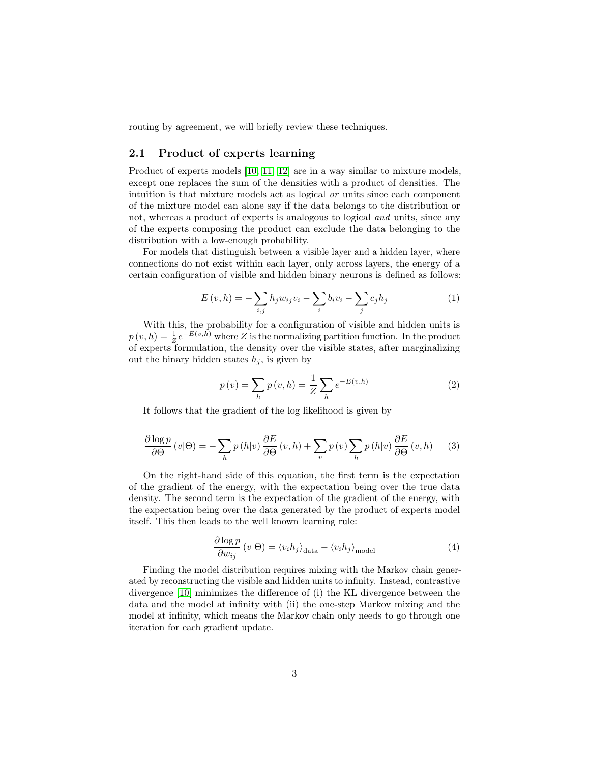routing by agreement, we will briefly review these techniques.

## 2.1 Product of experts learning

Product of experts models [10, 11, 12] are in a way similar to mixture models, except one replaces the sum of the densities with a product of densities. The intuition is that mixture models act as logical *or* units since each component of the mixture model can alone say if the data belongs to the distribution or not, whereas a product of experts is analogous to logical *and* units, since any of the experts composing the product can exclude the data belonging to the distribution with a low-enough probability.

For models that distinguish between a visible layer and a hidden layer, where connections do not exist within each layer, only across layers, the energy of a certain configuration of visible and hidden binary neurons is defined as follows:

$$E(v,h) = -\sum_{i,j} h_j w_{ij} v_i - \sum_i b_i v_i - \sum_j c_j h_j \tag{1}$$

With this, the probability for a configuration of visible and hidden units is $p(v,h) = \frac{1}{Z} e^{-E(v,h)}$ where $Z$ is the normalizing partition function. In the product of experts formulation, the density over the visible states, after marginalizing out the binary hidden states $h_j$, is given by

$$p(v) = \sum_h p(v,h) = \frac{1}{Z} \sum_h e^{-E(v,h)} \tag{2}$$

It follows that the gradient of the log likelihood is given by

$$\frac{\partial \log p}{\partial \Theta}(v|\Theta) = -\sum_h p(h|v) \frac{\partial E}{\partial \Theta}(v,h) + \sum_v p(v) \sum_h p(h|v) \frac{\partial E}{\partial \Theta}(v,h) \tag{3}$$

On the right-hand side of this equation, the first term is the expectation of the gradient of the energy, with the expectation being over the true data density. The second term is the expectation of the gradient of the energy, with the expectation being over the data generated by the product of experts model itself. This then leads to the well known learning rule:

$$\frac{\partial \log p}{\partial w_{ij}}(v|\Theta) = \langle v_i h_j \rangle_{\text{data}} - \langle v_i h_j \rangle_{\text{model}} \tag{4}$$

Finding the model distribution requires mixing with the Markov chain generated by reconstructing the visible and hidden units to infinity. Instead, contrastive divergence [10] minimizes the difference of (i) the KL divergence between the data and the model at infinity with (ii) the one-step Markov mixing and the model at infinity, which means the Markov chain only needs to go through one iteration for each gradient update.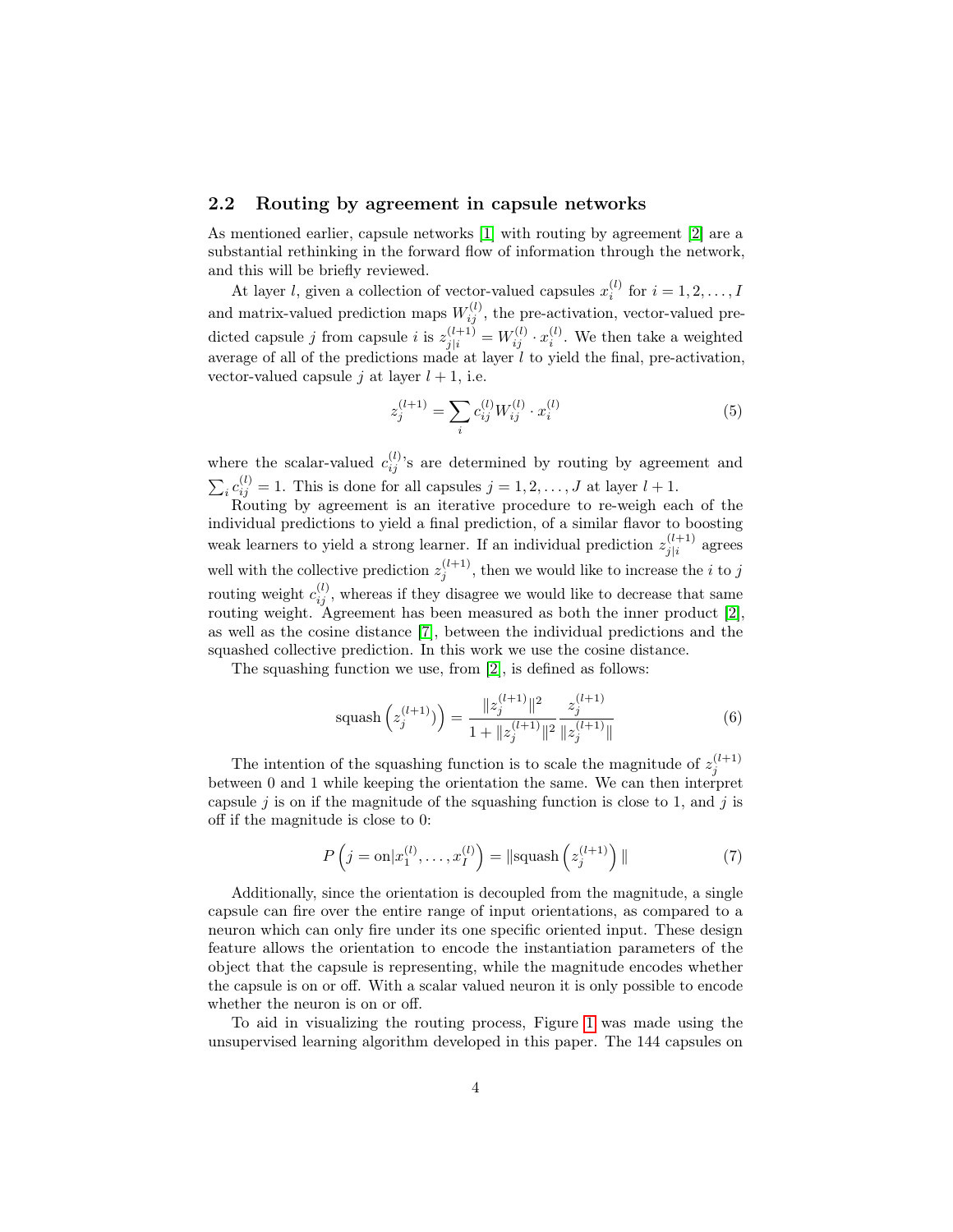### 2.2 Routing by agreement in capsule networks

As mentioned earlier, capsule networks [1] with routing by agreement [2] are a substantial rethinking in the forward flow of information through the network, and this will be briefly reviewed.

At layer $l$, given a collection of vector-valued capsules $x_i^{(l)}$ for $i = 1, 2, \ldots, I$ and matrix-valued prediction maps $W_{ij}^{(l)}$, the pre-activation, vector-valued predicted capsule $j$ from capsule $i$ is $z_{j|i}^{(l+1)} = W_{ij}^{(l)} \cdot x_i^{(l)}$. We then take a weighted average of all of the predictions made at layer $l$ to yield the final, pre-activation, vector-valued capsule $j$ at layer $l+1$, i.e.

$$z_j^{(l+1)} = \sum_i c_{ij}^{(l)} W_{ij}^{(l)} \cdot x_i^{(l)} \tag{5}$$

where the scalar-valued $c_{ij}^{(l)}$'s are determined by routing by agreement and $\sum_i c_{ij}^{(l)} = 1$. This is done for all capsules $j = 1, 2, \ldots, J$ at layer $l+1$.

Routing by agreement is an iterative procedure to re-weigh each of the individual predictions to yield a final prediction, of a similar flavor to boosting weak learners to yield a strong learner. If an individual prediction $z_{j|i}^{(l+1)}$ agrees well with the collective prediction $z_j^{(l+1)}$, then we would like to increase the $i$ to $j$ routing weight $c_{ij}^{(l)}$, whereas if they disagree we would like to decrease that same routing weight. Agreement has been measured as both the inner product [2], as well as the cosine distance [7], between the individual predictions and the squashed collective prediction. In this work we use the cosine distance.

The squashing function we use, from [2], is defined as follows:

$$\text{squash}\left(z_j^{(l+1)}\right) = \frac{\|z_j^{(l+1)}\|^2}{1 + \|z_j^{(l+1)}\|^2} \frac{z_j^{(l+1)}}{\|z_j^{(l+1)}\|} \tag{6}$$

The intention of the squashing function is to scale the magnitude of $z_j^{(l+1)}$ between 0 and 1 while keeping the orientation the same. We can then interpret capsule $j$ is on if the magnitude of the squashing function is close to 1, and $j$ is off if the magnitude is close to 0:

$$P\left(j = \text{on} | x_1^{(l)}, \ldots, x_I^{(l)}\right) = \|\text{squash}\left(z_j^{(l+1)}\right)\| \tag{7}$$

Additionally, since the orientation is decoupled from the magnitude, a single capsule can fire over the entire range of input orientations, as compared to a neuron which can only fire under its one specific oriented input. These design feature allows the orientation to encode the instantiation parameters of the object that the capsule is representing, while the magnitude encodes whether the capsule is on or off. With a scalar valued neuron it is only possible to encode whether the neuron is on or off.

To aid in visualizing the routing process, Figure 1 was made using the unsupervised learning algorithm developed in this paper. The 144 capsules on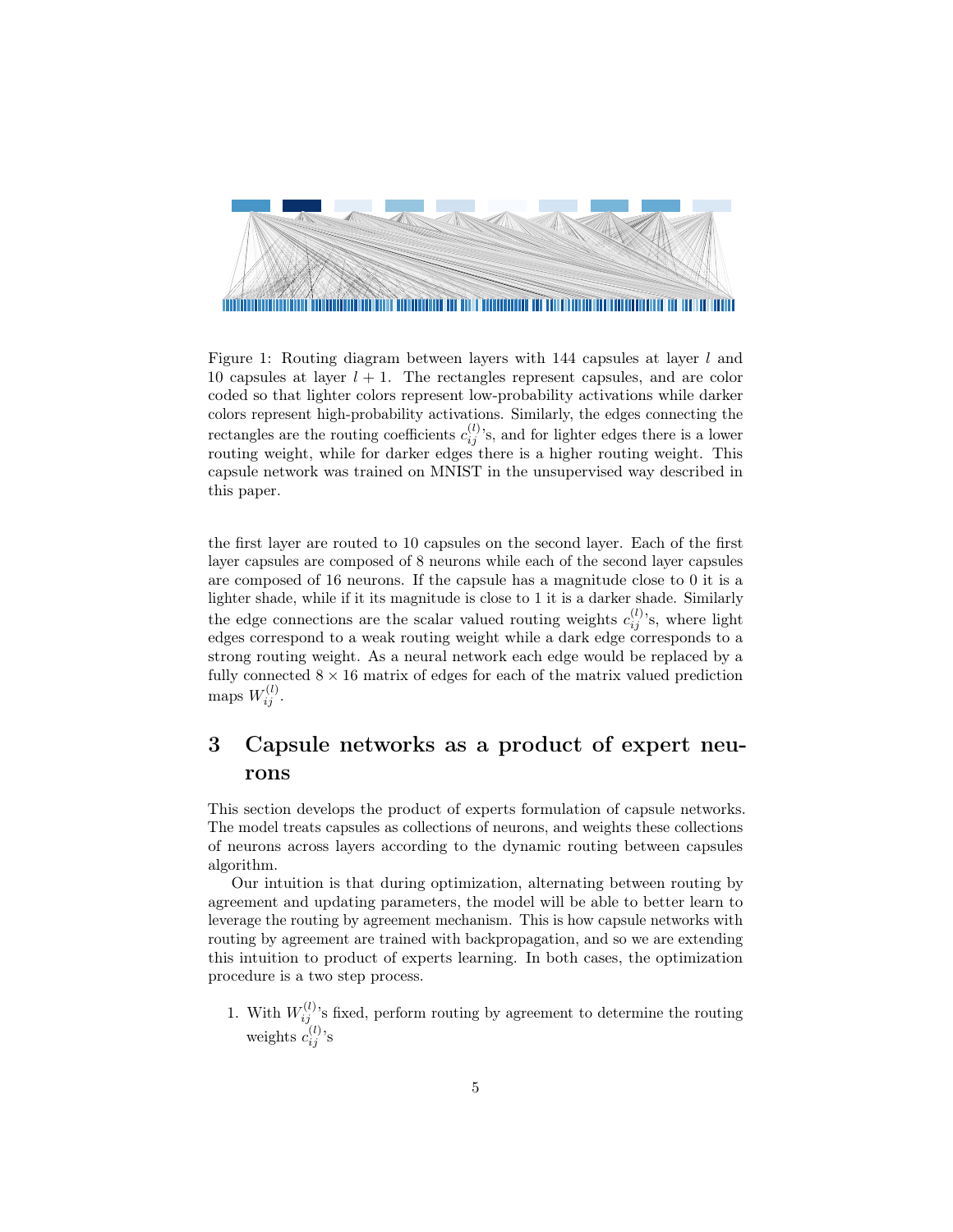Figure 1: Routing diagram between layers with 144 capsules at layer $l$ and 10 capsules at layer $l+1$. The rectangles represent capsules, and are color coded so that lighter colors represent low-probability activations while darker colors represent high-probability activations. Similarly, the edges connecting the rectangles are the routing coefficients $c_{ij}^{(l)}$'s, and for lighter edges there is a lower routing weight, while for darker edges there is a higher routing weight. This capsule network was trained on MNIST in the unsupervised way described in this paper.

the first layer are routed to 10 capsules on the second layer. Each of the first layer capsules are composed of 8 neurons while each of the second layer capsules are composed of 16 neurons. If the capsule has a magnitude close to 0 it is a lighter shade, while if it its magnitude is close to 1 it is a darker shade. Similarly the edge connections are the scalar valued routing weights $c_{ij}^{(l)}$'s, where light edges correspond to a weak routing weight while a dark edge corresponds to a strong routing weight. As a neural network each edge would be replaced by a fully connected $8 \times 16$ matrix of edges for each of the matrix valued prediction maps $W_{ij}^{(l)}$.

# 3 Capsule networks as a product of expert neurons

This section develops the product of experts formulation of capsule networks. The model treats capsules as collections of neurons, and weights these collections of neurons across layers according to the dynamic routing between capsules algorithm.

Our intuition is that during optimization, alternating between routing by agreement and updating parameters, the model will be able to better learn to leverage the routing by agreement mechanism. This is how capsule networks with routing by agreement are trained with backpropagation, and so we are extending this intuition to product of experts learning. In both cases, the optimization procedure is a two step process.

1. With $W_{ij}^{(l)}$'s fixed, perform routing by agreement to determine the routing weights $c_{ij}^{(l)}$'s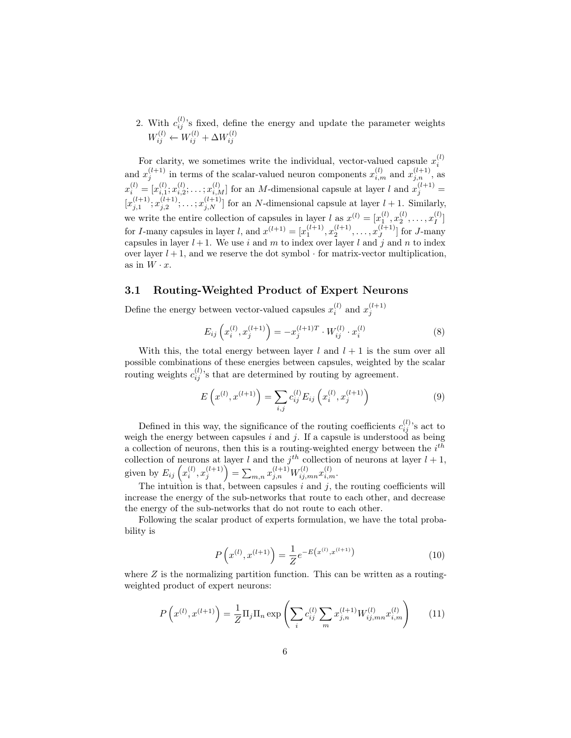2. With $c_{ij}^{(l)}$'s fixed, define the energy and update the parameter weights $W_{ij}^{(l)} \leftarrow W_{ij}^{(l)} + \Delta W_{ij}^{(l)}$

For clarity, we sometimes write the individual, vector-valued capsule $x_i^{(l)}$ and $x_j^{(l+1)}$ in terms of the scalar-valued neuron components $x_{i,m}^{(l)}$ and $x_{j,n}^{(l+1)}$, as $x_i^{(l)} = [x_{i,1}^{(l)}; x_{i,2}^{(l)}; \ldots; x_{i,M}^{(l)}]$ for an $M$-dimensional capsule at layer $l$ and $x_j^{(l+1)} = [x_{j,1}^{(l+1)}; x_{j,2}^{(l+1)}; \ldots; x_{j,N}^{(l+1)}]$ for an $N$-dimensional capsule at layer $l+1$. Similarly, we write the entire collection of capsules in layer $l$ as $x^{(l)} = [x_1^{(l)}, x_2^{(l)}, \ldots, x_I^{(l)}]$ for $I$-many capsules in layer $l$, and $x^{(l+1)} = [x_1^{(l+1)}, x_2^{(l+1)}, \ldots, x_J^{(l+1)}]$ for $J$-many capsules in layer $l+1$. We use $i$ and $m$ to index over layer $l$ and $j$ and $n$ to index over layer $l+1$, and we reserve the dot symbol $\cdot$ for matrix-vector multiplication, as in $W \cdot x$.

### 3.1 Routing-Weighted Product of Expert Neurons

Define the energy between vector-valued capsules $x_i^{(l)}$ and $x_j^{(l+1)}$

$$E_{ij}\left(x_i^{(l)}, x_j^{(l+1)}\right) = -x_j^{(l+1)T} \cdot W_{ij}^{(l)} \cdot x_i^{(l)} \tag{8}$$

With this, the total energy between layer $l$ and $l+1$ is the sum over all possible combinations of these energies between capsules, weighted by the scalar routing weights $c_{ij}^{(l)}$'s that are determined by routing by agreement.

$$E\left(x^{(l)}, x^{(l+1)}\right) = \sum_{i,j} c_{ij}^{(l)} E_{ij}\left(x_i^{(l)}, x_j^{(l+1)}\right) \tag{9}$$

Defined in this way, the significance of the routing coefficients $c_{ij}^{(l)}$'s act to weigh the energy between capsules $i$ and $j$. If a capsule is understood as being a collection of neurons, then this is a routing-weighted energy between the $i^{th}$ collection of neurons at layer $l$ and the $j^{th}$ collection of neurons at layer $l+1$, given by $E_{ij}\left(x_i^{(l)}, x_j^{(l+1)}\right) = \sum_{m,n} x_{j,n}^{(l+1)} W_{ij,mn}^{(l)} x_{i,m}^{(l)}$.

The intuition is that, between capsules $i$ and $j$, the routing coefficients will increase the energy of the sub-networks that route to each other, and decrease the energy of the sub-networks that do not route to each other.

Following the scalar product of experts formulation, we have the total probability is

$$P\left(x^{(l)}, x^{(l+1)}\right) = \frac{1}{Z} e^{-E\left(x^{(l)}, x^{(l+1)}\right)} \tag{10}$$

where $Z$ is the normalizing partition function. This can be written as a routing-weighted product of expert neurons:

$$P\left(x^{(l)}, x^{(l+1)}\right) = \frac{1}{Z} \Pi_j \Pi_n \exp\left(\sum_i c_{ij}^{(l)} \sum_m x_{j,n}^{(l+1)} W_{ij,mn}^{(l)} x_{i,m}^{(l)}\right) \tag{11}$$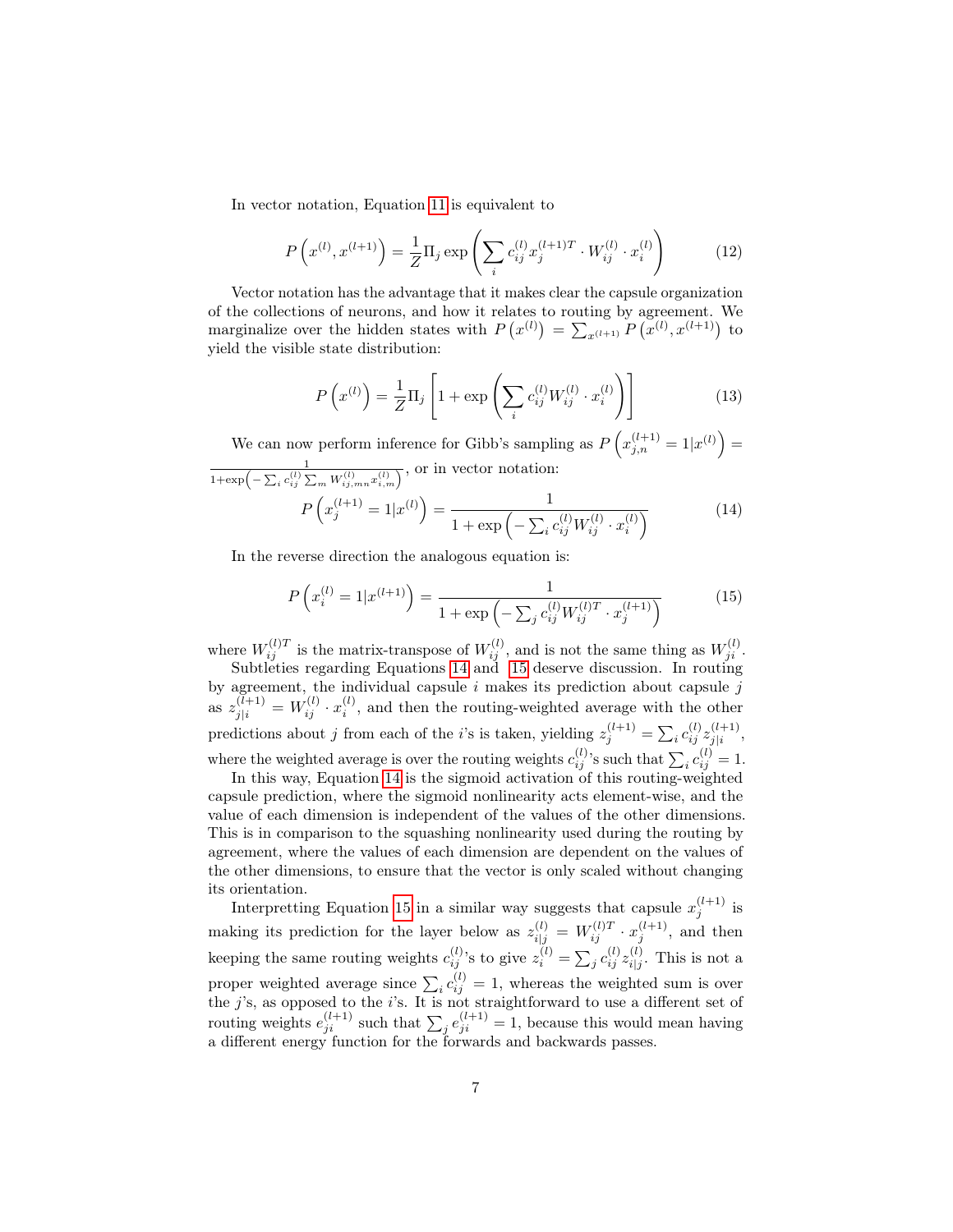In vector notation, Equation 11 is equivalent to

$$P\left(x^{(l)}, x^{(l+1)}\right) = \frac{1}{Z}\Pi_j \exp\left(\sum_i c_{ij}^{(l)} x_j^{(l+1)T} \cdot W_{ij}^{(l)} \cdot x_i^{(l)}\right) \tag{12}$$

Vector notation has the advantage that it makes clear the capsule organization of the collections of neurons, and how it relates to routing by agreement. We marginalize over the hidden states with $P\left(x^{(l)}\right) = \sum_{x^{(l+1)}} P\left(x^{(l)}, x^{(l+1)}\right)$ to yield the visible state distribution:

$$P\left(x^{(l)}\right) = \frac{1}{Z}\Pi_j \left[1 + \exp\left(\sum_i c_{ij}^{(l)} W_{ij}^{(l)} \cdot x_i^{(l)}\right)\right] \tag{13}$$

We can now perform inference for Gibb's sampling as $P\left(x_{j,n}^{(l+1)} = 1 | x^{(l)}\right) = \frac{1}{1+\exp\left(-\sum_i c_{ij}^{(l)} \sum_m W_{ij,mn}^{(l)} x_{i,m}^{(l)}\right)}$, or in vector notation:

$$P\left(x_j^{(l+1)} = 1 | x^{(l)}\right) = \frac{1}{1 + \exp\left(-\sum_i c_{ij}^{(l)} W_{ij}^{(l)} \cdot x_i^{(l)}\right)} \tag{14}$$

In the reverse direction the analogous equation is:

$$P\left(x_i^{(l)} = 1 | x^{(l+1)}\right) = \frac{1}{1 + \exp\left(-\sum_j c_{ij}^{(l)} W_{ij}^{(l)T} \cdot x_j^{(l+1)}\right)} \tag{15}$$

where $W_{ij}^{(l)T}$ is the matrix-transpose of $W_{ij}^{(l)}$, and is not the same thing as $W_{ji}^{(l)}$.

Subtleties regarding Equations 14 and 15 deserve discussion. In routing by agreement, the individual capsule $i$ makes its prediction about capsule $j$ as $z_{j|i}^{(l+1)} = W_{ij}^{(l)} \cdot x_i^{(l)}$, and then the routing-weighted average with the other predictions about $j$ from each of the $i$'s is taken, yielding $z_j^{(l+1)} = \sum_i c_{ij}^{(l)} z_{j|i}^{(l+1)}$, where the weighted average is over the routing weights $c_{ij}^{(l)}$'s such that $\sum_i c_{ij}^{(l)} = 1$.

In this way, Equation 14 is the sigmoid activation of this routing-weighted capsule prediction, where the sigmoid nonlinearity acts element-wise, and the value of each dimension is independent of the values of the other dimensions. This is in comparison to the squashing nonlinearity used during the routing by agreement, where the values of each dimension are dependent on the values of the other dimensions, to ensure that the vector is only scaled without changing its orientation.

Interpretting Equation 15 in a similar way suggests that capsule $x_j^{(l+1)}$ is making its prediction for the layer below as $z_{i|j}^{(l)} = W_{ij}^{(l)T} \cdot x_j^{(l+1)}$, and then keeping the same routing weights $c_{ij}^{(l)}$'s to give $z_i^{(l)} = \sum_j c_{ij}^{(l)} z_{i|j}^{(l)}$. This is not a proper weighted average since $\sum_i c_{ij}^{(l)} = 1$, whereas the weighted sum is over the $j$'s, as opposed to the $i$'s. It is not straightforward to use a different set of routing weights $e_{ji}^{(l+1)}$ such that $\sum_j e_{ji}^{(l+1)} = 1$, because this would mean having a different energy function for the forwards and backwards passes.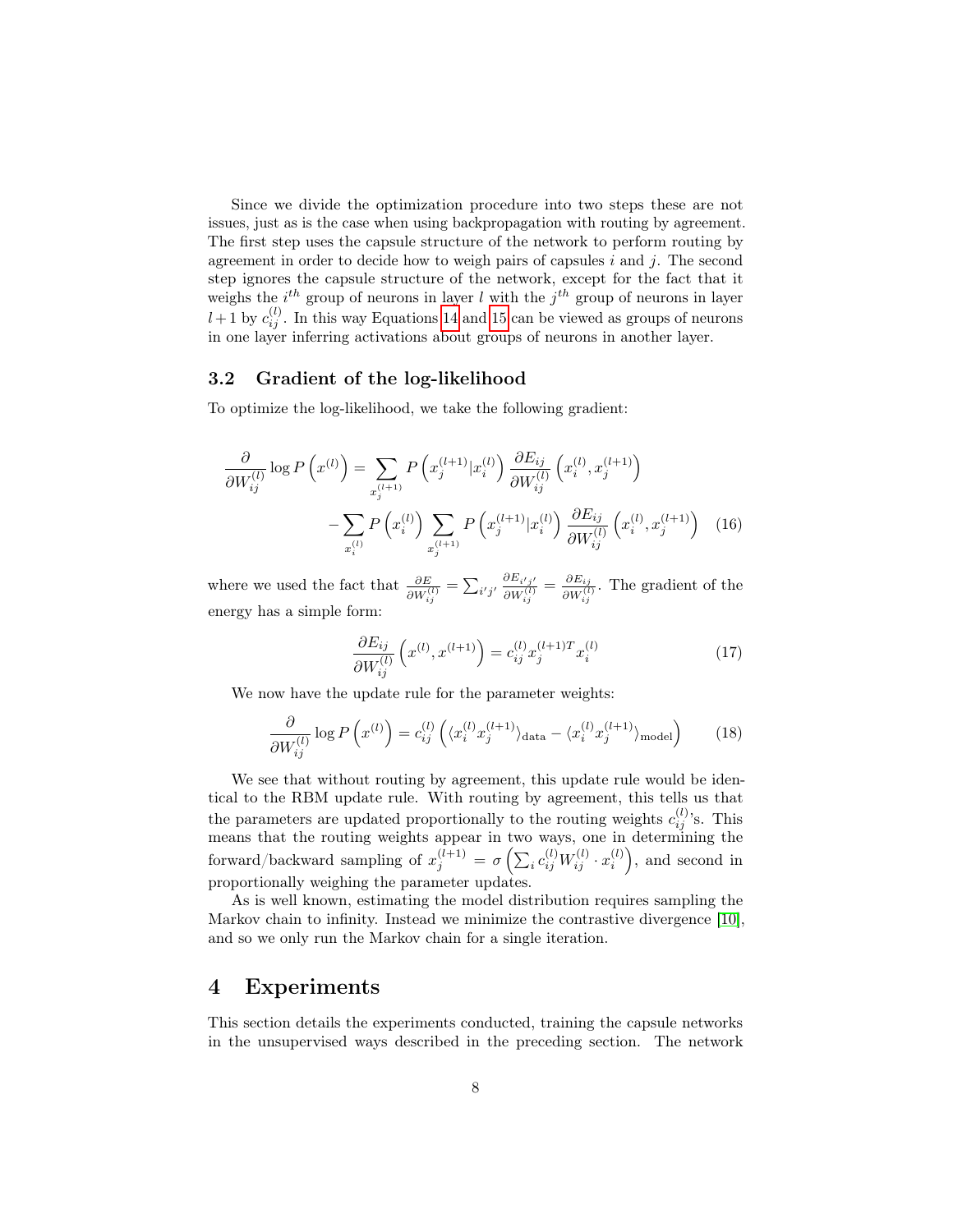Since we divide the optimization procedure into two steps these are not issues, just as is the case when using backpropagation with routing by agreement. The first step uses the capsule structure of the network to perform routing by agreement in order to decide how to weigh pairs of capsules $i$ and $j$. The second step ignores the capsule structure of the network, except for the fact that it weighs the $i^{th}$ group of neurons in layer $l$ with the $j^{th}$ group of neurons in layer $l+1$ by $c_{ij}^{(l)}$. In this way Equations 14 and 15 can be viewed as groups of neurons in one layer inferring activations about groups of neurons in another layer.

### 3.2 Gradient of the log-likelihood

To optimize the log-likelihood, we take the following gradient:

$$\frac{\partial}{\partial W_{ij}^{(l)}} \log P\left(x^{(l)}\right) = \sum_{x_j^{(l+1)}} P\left(x_j^{(l+1)} | x_i^{(l)}\right) \frac{\partial E_{ij}}{\partial W_{ij}^{(l)}}\left(x_i^{(l)}, x_j^{(l+1)}\right) - \sum_{x_i^{(l)}} P\left(x_i^{(l)}\right) \sum_{x_j^{(l+1)}} P\left(x_j^{(l+1)} | x_i^{(l)}\right) \frac{\partial E_{ij}}{\partial W_{ij}^{(l)}}\left(x_i^{(l)}, x_j^{(l+1)}\right) \quad (16)$$

where we used the fact that $\frac{\partial E}{\partial W_{ij}^{(l)}} = \sum_{i'j'} \frac{\partial E_{i'j'}}{\partial W_{ij}^{(l)}} = \frac{\partial E_{ij}}{\partial W_{ij}^{(l)}}$. The gradient of the energy has a simple form:

$$\frac{\partial E_{ij}}{\partial W_{ij}^{(l)}}\left(x^{(l)}, x^{(l+1)}\right) = c_{ij}^{(l)} x_j^{(l+1)T} x_i^{(l)} \quad (17)$$

We now have the update rule for the parameter weights:

$$\frac{\partial}{\partial W_{ij}^{(l)}} \log P\left(x^{(l)}\right) = c_{ij}^{(l)} \left( \langle x_i^{(l)} x_j^{(l+1)} \rangle_{\text{data}} - \langle x_i^{(l)} x_j^{(l+1)} \rangle_{\text{model}} \right) \quad (18)$$

We see that without routing by agreement, this update rule would be identical to the RBM update rule. With routing by agreement, this tells us that the parameters are updated proportionally to the routing weights $c_{ij}^{(l)}$'s. This means that the routing weights appear in two ways, one in determining the forward/backward sampling of $x_j^{(l+1)} = \sigma\left(\sum_i c_{ij}^{(l)} W_{ij}^{(l)} \cdot x_i^{(l)}\right)$, and second in proportionally weighing the parameter updates.

As is well known, estimating the model distribution requires sampling the Markov chain to infinity. Instead we minimize the contrastive divergence [10], and so we only run the Markov chain for a single iteration.

## 4 Experiments

This section details the experiments conducted, training the capsule networks in the unsupervised ways described in the preceding section. The network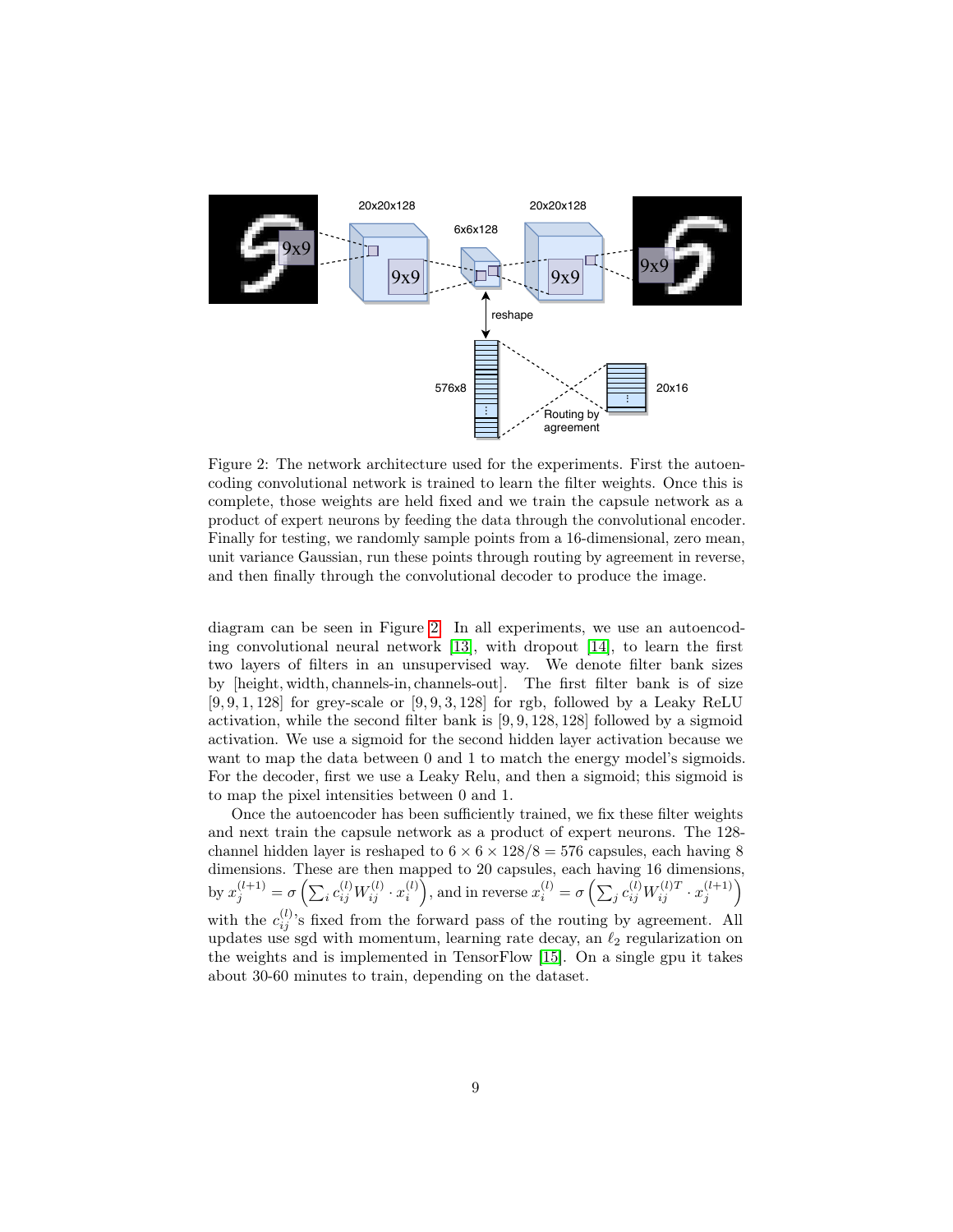Figure 2: The network architecture used for the experiments. First the autoencoding convolutional network is trained to learn the filter weights. Once this is complete, those weights are held fixed and we train the capsule network as a product of expert neurons by feeding the data through the convolutional encoder. Finally for testing, we randomly sample points from a 16-dimensional, zero mean, unit variance Gaussian, run these points through routing by agreement in reverse, and then finally through the convolutional decoder to produce the image.

diagram can be seen in Figure 2. In all experiments, we use an autoencoding convolutional neural network [13], with dropout [14], to learn the first two layers of filters in an unsupervised way. We denote filter bank sizes by [height, width, channels-in, channels-out]. The first filter bank is of size $[9, 9, 1, 128]$ for grey-scale or $[9, 9, 3, 128]$ for rgb, followed by a Leaky ReLU activation, while the second filter bank is $[9, 9, 128, 128]$ followed by a sigmoid activation. We use a sigmoid for the second hidden layer activation because we want to map the data between 0 and 1 to match the energy model's sigmoids. For the decoder, first we use a Leaky Relu, and then a sigmoid; this sigmoid is to map the pixel intensities between 0 and 1.

Once the autoencoder has been sufficiently trained, we fix these filter weights and next train the capsule network as a product of expert neurons. The 128-channel hidden layer is reshaped to $6 \times 6 \times 128/8 = 576$ capsules, each having 8 dimensions. These are then mapped to 20 capsules, each having 16 dimensions, by $x_j^{(l+1)} = \sigma\left(\sum_i c_{ij}^{(l)} W_{ij}^{(l)} \cdot x_i^{(l)}\right)$, and in reverse $x_i^{(l)} = \sigma\left(\sum_j c_{ij}^{(l)} W_{ij}^{(l)T} \cdot x_j^{(l+1)}\right)$ with the $c_{ij}^{(l)}$'s fixed from the forward pass of the routing by agreement. All updates use sgd with momentum, learning rate decay, an $\ell_2$ regularization on the weights and is implemented in TensorFlow [15]. On a single gpu it takes about 30-60 minutes to train, depending on the dataset.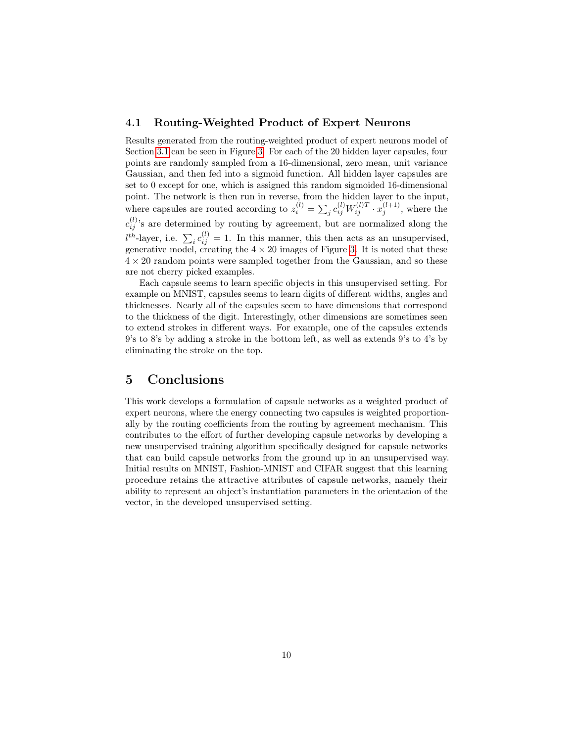### 4.1 Routing-Weighted Product of Expert Neurons

Results generated from the routing-weighted product of expert neurons model of Section 3.1 can be seen in Figure 3. For each of the 20 hidden layer capsules, four points are randomly sampled from a 16-dimensional, zero mean, unit variance Gaussian, and then fed into a sigmoid function. All hidden layer capsules are set to 0 except for one, which is assigned this random sigmoided 16-dimensional point. The network is then run in reverse, from the hidden layer to the input, where capsules are routed according to $z_i^{(l)} = \sum_j c_{ij}^{(l)} W_{ij}^{(l)T} \cdot x_j^{(l+1)}$, where the $c_{ij}^{(l)}$'s are determined by routing by agreement, but are normalized along the $l^{th}$-layer, i.e. $\sum_i c_{ij}^{(l)} = 1$. In this manner, this then acts as an unsupervised, generative model, creating the $4 \times 20$ images of Figure 3. It is noted that these $4 \times 20$ random points were sampled together from the Gaussian, and so these are not cherry picked examples.

Each capsule seems to learn specific objects in this unsupervised setting. For example on MNIST, capsules seems to learn digits of different widths, angles and thicknesses. Nearly all of the capsules seem to have dimensions that correspond to the thickness of the digit. Interestingly, other dimensions are sometimes seen to extend strokes in different ways. For example, one of the capsules extends 9's to 8's by adding a stroke in the bottom left, as well as extends 9's to 4's by eliminating the stroke on the top.

## 5 Conclusions

This work develops a formulation of capsule networks as a weighted product of expert neurons, where the energy connecting two capsules is weighted proportionally by the routing coefficients from the routing by agreement mechanism. This contributes to the effort of further developing capsule networks by developing a new unsupervised training algorithm specifically designed for capsule networks that can build capsule networks from the ground up in an unsupervised way. Initial results on MNIST, Fashion-MNIST and CIFAR suggest that this learning procedure retains the attractive attributes of capsule networks, namely their ability to represent an object's instantiation parameters in the orientation of the vector, in the developed unsupervised setting.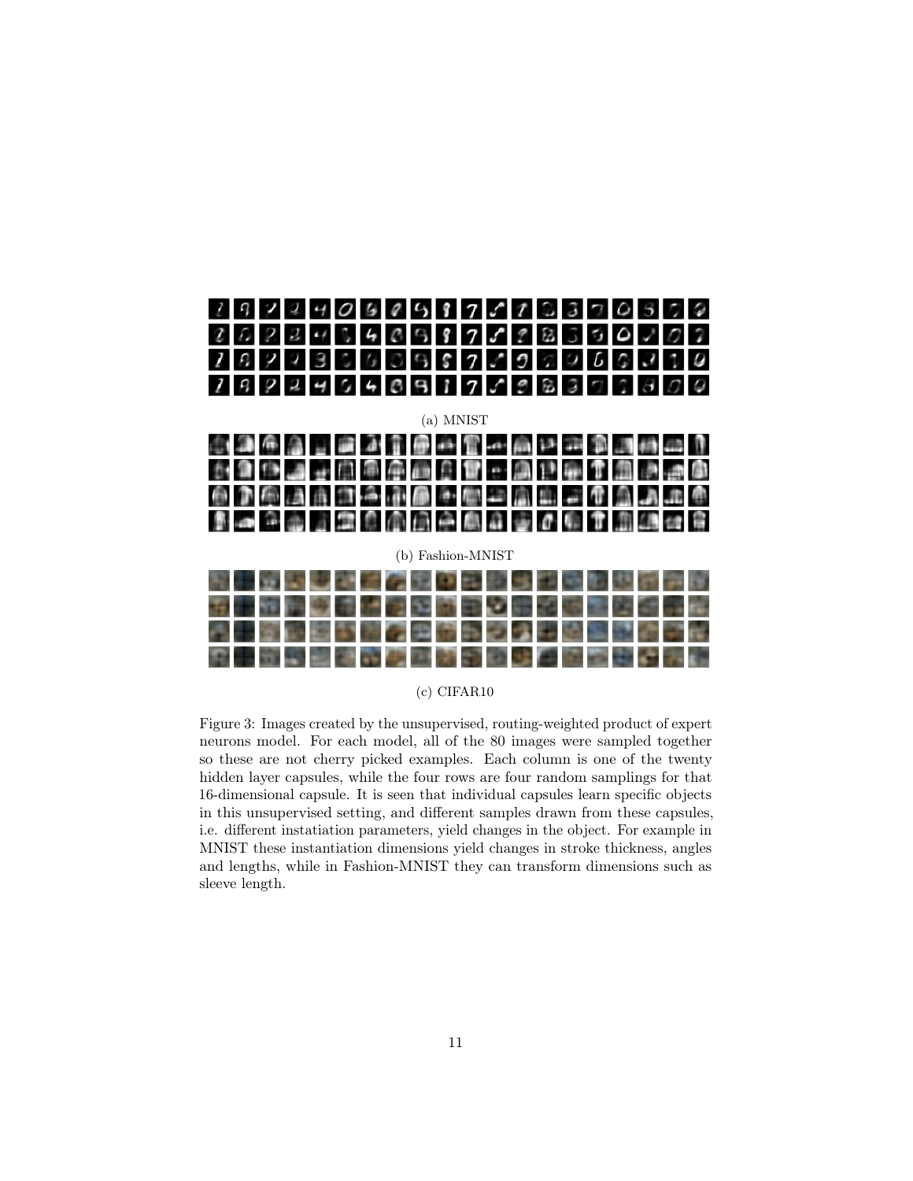(a) MNIST

(b) Fashion-MNIST

(c) CIFAR10

Figure 3: Images created by the unsupervised, routing-weighted product of expert neurons model. For each model, all of the 80 images were sampled together so these are not cherry picked examples. Each column is one of the twenty hidden layer capsules, while the four rows are four random samplings for that 16-dimensional capsule. It is seen that individual capsules learn specific objects in this unsupervised setting, and different samples drawn from these capsules, i.e. different instatiation parameters, yield changes in the object. For example in MNIST these instantiation dimensions yield changes in stroke thickness, angles and lengths, while in Fashion-MNIST they can transform dimensions such as sleeve length.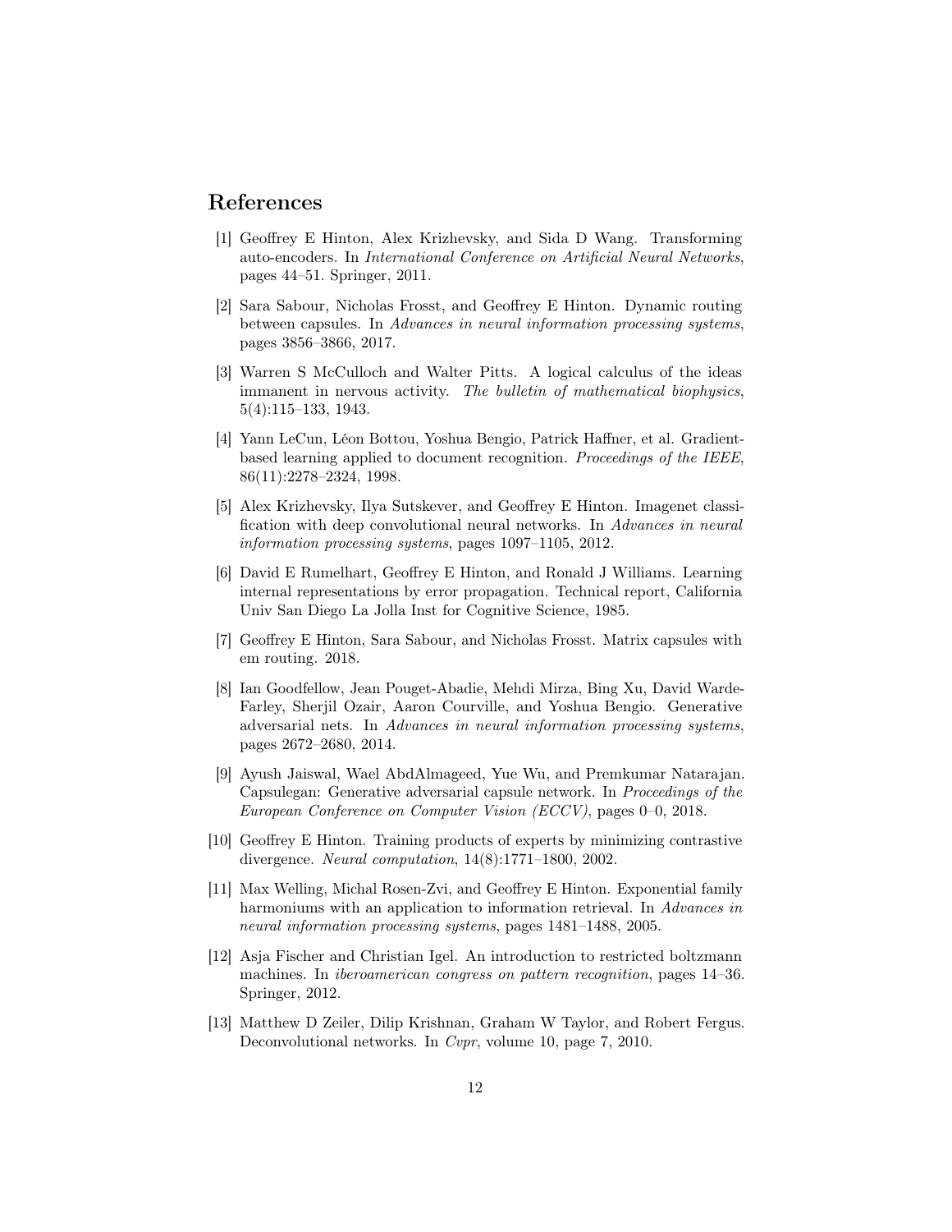## References

[1] Geoffrey E Hinton, Alex Krizhevsky, and Sida D Wang. Transforming auto-encoders. In *International Conference on Artificial Neural Networks*, pages 44–51. Springer, 2011.

[2] Sara Sabour, Nicholas Frosst, and Geoffrey E Hinton. Dynamic routing between capsules. In *Advances in neural information processing systems*, pages 3856–3866, 2017.

[3] Warren S McCulloch and Walter Pitts. A logical calculus of the ideas immanent in nervous activity. *The bulletin of mathematical biophysics*, 5(4):115–133, 1943.

[4] Yann LeCun, Léon Bottou, Yoshua Bengio, Patrick Haffner, et al. Gradient-based learning applied to document recognition. *Proceedings of the IEEE*, 86(11):2278–2324, 1998.

[5] Alex Krizhevsky, Ilya Sutskever, and Geoffrey E Hinton. Imagenet classification with deep convolutional neural networks. In *Advances in neural information processing systems*, pages 1097–1105, 2012.

[6] David E Rumelhart, Geoffrey E Hinton, and Ronald J Williams. Learning internal representations by error propagation. Technical report, California Univ San Diego La Jolla Inst for Cognitive Science, 1985.

[7] Geoffrey E Hinton, Sara Sabour, and Nicholas Frosst. Matrix capsules with em routing. 2018.

[8] Ian Goodfellow, Jean Pouget-Abadie, Mehdi Mirza, Bing Xu, David Warde-Farley, Sherjil Ozair, Aaron Courville, and Yoshua Bengio. Generative adversarial nets. In *Advances in neural information processing systems*, pages 2672–2680, 2014.

[9] Ayush Jaiswal, Wael AbdAlmageed, Yue Wu, and Premkumar Natarajan. Capsulegan: Generative adversarial capsule network. In *Proceedings of the European Conference on Computer Vision (ECCV)*, pages 0–0, 2018.

[10] Geoffrey E Hinton. Training products of experts by minimizing contrastive divergence. *Neural computation*, 14(8):1771–1800, 2002.

[11] Max Welling, Michal Rosen-Zvi, and Geoffrey E Hinton. Exponential family harmoniums with an application to information retrieval. In *Advances in neural information processing systems*, pages 1481–1488, 2005.

[12] Asja Fischer and Christian Igel. An introduction to restricted boltzmann machines. In *iberoamerican congress on pattern recognition*, pages 14–36. Springer, 2012.

[13] Matthew D Zeiler, Dilip Krishnan, Graham W Taylor, and Robert Fergus. Deconvolutional networks. In *Cvpr*, volume 10, page 7, 2010.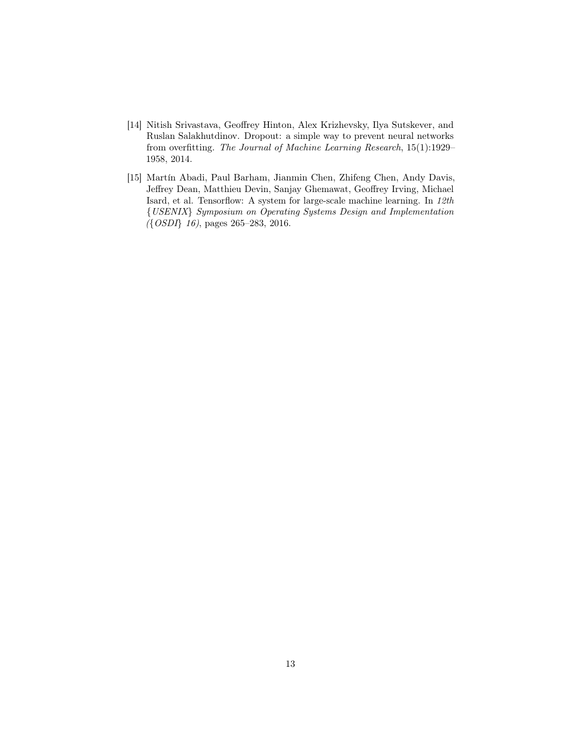[14] Nitish Srivastava, Geoffrey Hinton, Alex Krizhevsky, Ilya Sutskever, and Ruslan Salakhutdinov. Dropout: a simple way to prevent neural networks from overfitting. *The Journal of Machine Learning Research*, 15(1):1929–1958, 2014.

[15] Martín Abadi, Paul Barham, Jianmin Chen, Zhifeng Chen, Andy Davis, Jeffrey Dean, Matthieu Devin, Sanjay Ghemawat, Geoffrey Irving, Michael Isard, et al. Tensorflow: A system for large-scale machine learning. In *12th {USENIX} Symposium on Operating Systems Design and Implementation ({OSDI} 16)*, pages 265–283, 2016.